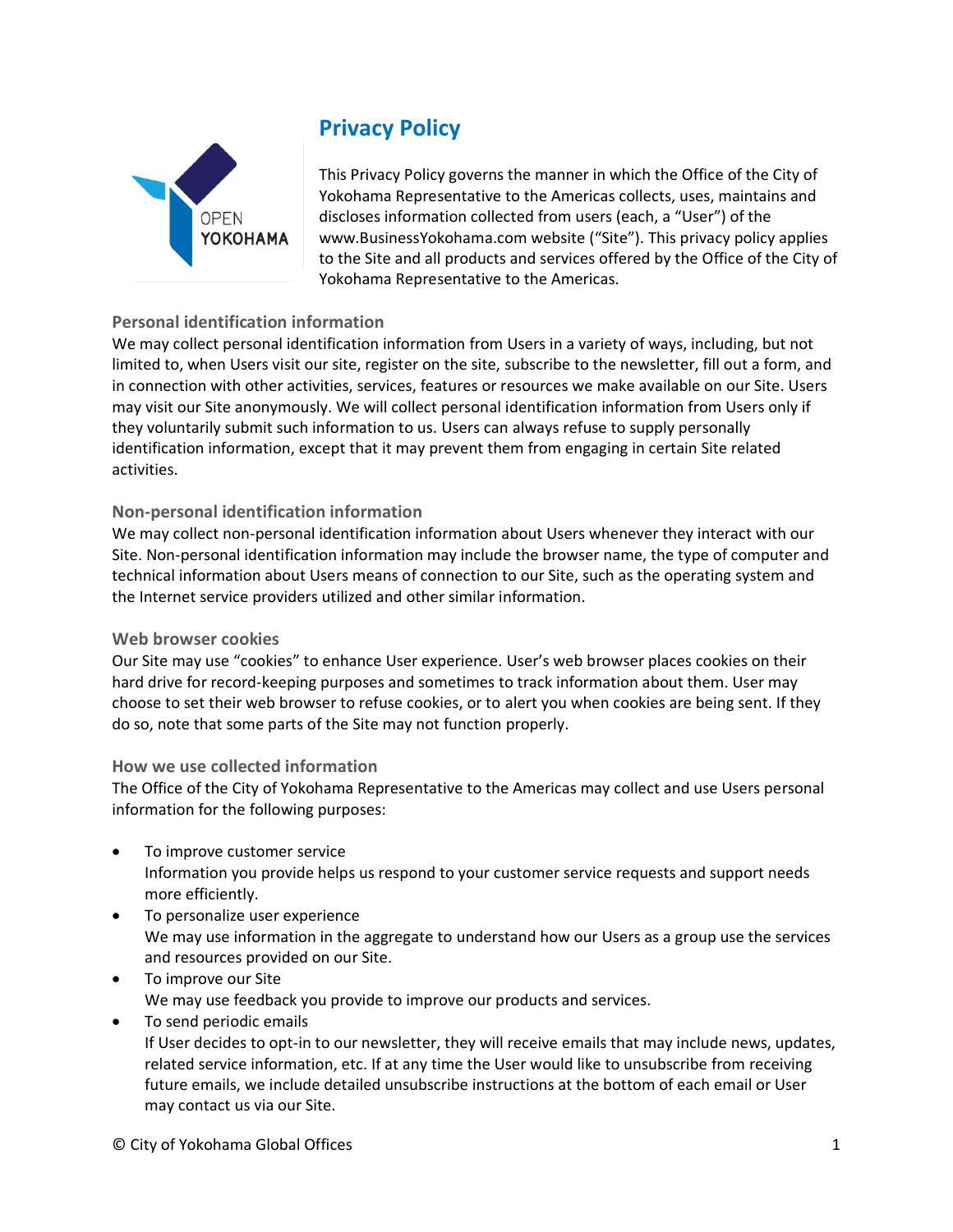# Privacy Policy

This Privacy Policy governs the manner in which the Office of the City of Yokohama Representative to the Americas collects, uses, maintains and discloses information collected from users (each, a "User") of the www.BusinessYokohama.com website ("Site"). This privacy policy applies to the Site and all products and services offered by the Office of the City of Yokohama Representative to the Americas.

## Personal identification information

We may collect personal identification information from Users in a variety of ways, including, but not limited to, when Users visit our site, register on the site, subscribe to the newsletter, fill out a form, and in connection with other activities, services, features or resources we make available on our Site. Users may visit our Site anonymously. We will collect personal identification information from Users only if they voluntarily submit such information to us. Users can always refuse to supply personally identification information, except that it may prevent them from engaging in certain Site related activities.

## Non-personal identification information

We may collect non-personal identification information about Users whenever they interact with our Site. Non-personal identification information may include the browser name, the type of computer and technical information about Users means of connection to our Site, such as the operating system and the Internet service providers utilized and other similar information.

## Web browser cookies

Our Site may use "cookies" to enhance User experience. User's web browser places cookies on their hard drive for record-keeping purposes and sometimes to track information about them. User may choose to set their web browser to refuse cookies, or to alert you when cookies are being sent. If they do so, note that some parts of the Site may not function properly.

## How we use collected information

The Office of the City of Yokohama Representative to the Americas may collect and use Users personal information for the following purposes:

- To improve customer service
  Information you provide helps us respond to your customer service requests and support needs more efficiently.
- To personalize user experience
  We may use information in the aggregate to understand how our Users as a group use the services and resources provided on our Site.
- To improve our Site
  We may use feedback you provide to improve our products and services.
- To send periodic emails
  If User decides to opt-in to our newsletter, they will receive emails that may include news, updates, related service information, etc. If at any time the User would like to unsubscribe from receiving future emails, we include detailed unsubscribe instructions at the bottom of each email or User may contact us via our Site.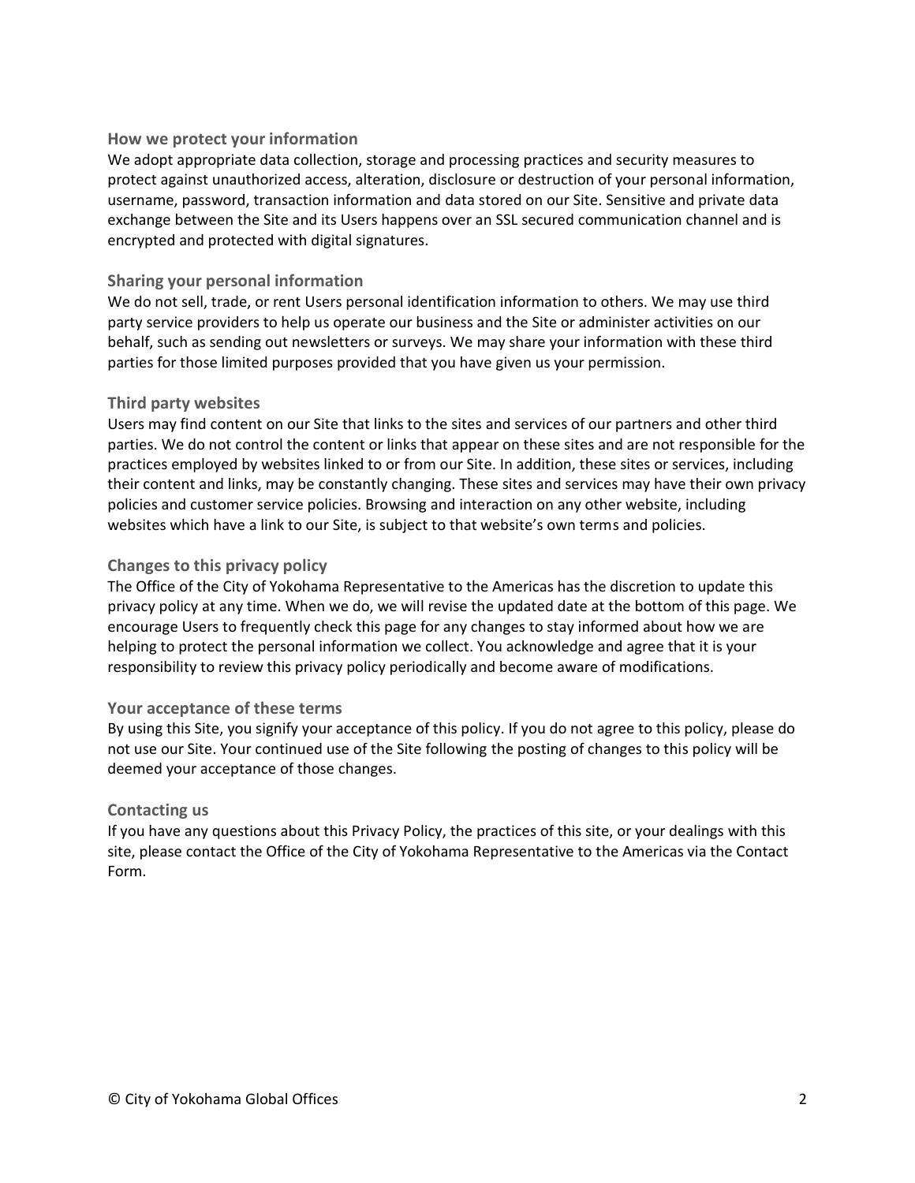### How we protect your information

We adopt appropriate data collection, storage and processing practices and security measures to protect against unauthorized access, alteration, disclosure or destruction of your personal information, username, password, transaction information and data stored on our Site. Sensitive and private data exchange between the Site and its Users happens over an SSL secured communication channel and is encrypted and protected with digital signatures.

### Sharing your personal information

We do not sell, trade, or rent Users personal identification information to others. We may use third party service providers to help us operate our business and the Site or administer activities on our behalf, such as sending out newsletters or surveys. We may share your information with these third parties for those limited purposes provided that you have given us your permission.

### Third party websites

Users may find content on our Site that links to the sites and services of our partners and other third parties. We do not control the content or links that appear on these sites and are not responsible for the practices employed by websites linked to or from our Site. In addition, these sites or services, including their content and links, may be constantly changing. These sites and services may have their own privacy policies and customer service policies. Browsing and interaction on any other website, including websites which have a link to our Site, is subject to that website's own terms and policies.

### Changes to this privacy policy

The Office of the City of Yokohama Representative to the Americas has the discretion to update this privacy policy at any time. When we do, we will revise the updated date at the bottom of this page. We encourage Users to frequently check this page for any changes to stay informed about how we are helping to protect the personal information we collect. You acknowledge and agree that it is your responsibility to review this privacy policy periodically and become aware of modifications.

### Your acceptance of these terms

By using this Site, you signify your acceptance of this policy. If you do not agree to this policy, please do not use our Site. Your continued use of the Site following the posting of changes to this policy will be deemed your acceptance of those changes.

### Contacting us

If you have any questions about this Privacy Policy, the practices of this site, or your dealings with this site, please contact the Office of the City of Yokohama Representative to the Americas via the Contact Form.